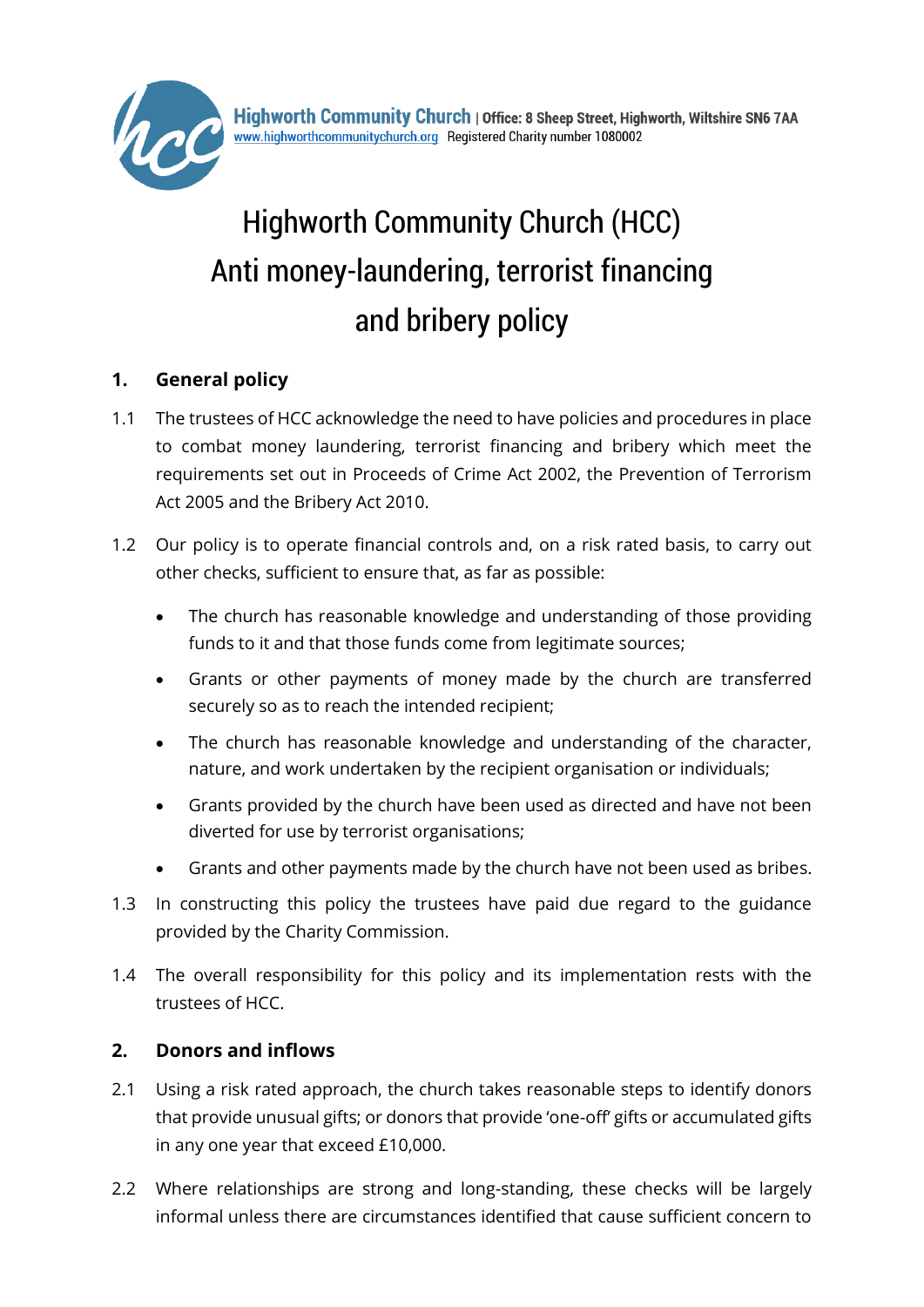**Highworth Community Church** | Office: 8 Sheep Street, Highworth, Wiltshire SN6 7AA
www.highworthcommunitychurch.org Registered Charity number 1080002

# Highworth Community Church (HCC) Anti money-laundering, terrorist financing and bribery policy

## 1. General policy

1.1 The trustees of HCC acknowledge the need to have policies and procedures in place to combat money laundering, terrorist financing and bribery which meet the requirements set out in Proceeds of Crime Act 2002, the Prevention of Terrorism Act 2005 and the Bribery Act 2010.

1.2 Our policy is to operate financial controls and, on a risk rated basis, to carry out other checks, sufficient to ensure that, as far as possible:

- The church has reasonable knowledge and understanding of those providing funds to it and that those funds come from legitimate sources;
- Grants or other payments of money made by the church are transferred securely so as to reach the intended recipient;
- The church has reasonable knowledge and understanding of the character, nature, and work undertaken by the recipient organisation or individuals;
- Grants provided by the church have been used as directed and have not been diverted for use by terrorist organisations;
- Grants and other payments made by the church have not been used as bribes.

1.3 In constructing this policy the trustees have paid due regard to the guidance provided by the Charity Commission.

1.4 The overall responsibility for this policy and its implementation rests with the trustees of HCC.

## 2. Donors and inflows

2.1 Using a risk rated approach, the church takes reasonable steps to identify donors that provide unusual gifts; or donors that provide 'one-off' gifts or accumulated gifts in any one year that exceed £10,000.

2.2 Where relationships are strong and long-standing, these checks will be largely informal unless there are circumstances identified that cause sufficient concern to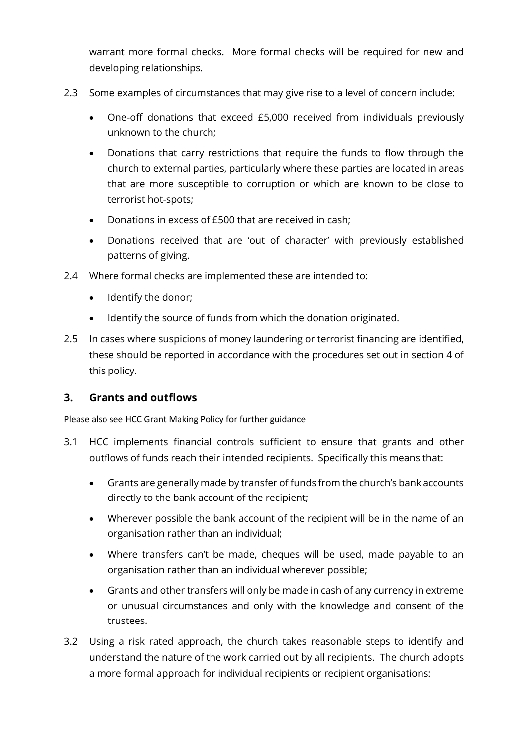warrant more formal checks. More formal checks will be required for new and developing relationships.

2.3 Some examples of circumstances that may give rise to a level of concern include:

- One-off donations that exceed £5,000 received from individuals previously unknown to the church;
- Donations that carry restrictions that require the funds to flow through the church to external parties, particularly where these parties are located in areas that are more susceptible to corruption or which are known to be close to terrorist hot-spots;
- Donations in excess of £500 that are received in cash;
- Donations received that are 'out of character' with previously established patterns of giving.

2.4 Where formal checks are implemented these are intended to:

- Identify the donor;
- Identify the source of funds from which the donation originated.

2.5 In cases where suspicions of money laundering or terrorist financing are identified, these should be reported in accordance with the procedures set out in section 4 of this policy.

## 3. Grants and outflows

Please also see HCC Grant Making Policy for further guidance

3.1 HCC implements financial controls sufficient to ensure that grants and other outflows of funds reach their intended recipients. Specifically this means that:

- Grants are generally made by transfer of funds from the church's bank accounts directly to the bank account of the recipient;
- Wherever possible the bank account of the recipient will be in the name of an organisation rather than an individual;
- Where transfers can't be made, cheques will be used, made payable to an organisation rather than an individual wherever possible;
- Grants and other transfers will only be made in cash of any currency in extreme or unusual circumstances and only with the knowledge and consent of the trustees.

3.2 Using a risk rated approach, the church takes reasonable steps to identify and understand the nature of the work carried out by all recipients. The church adopts a more formal approach for individual recipients or recipient organisations: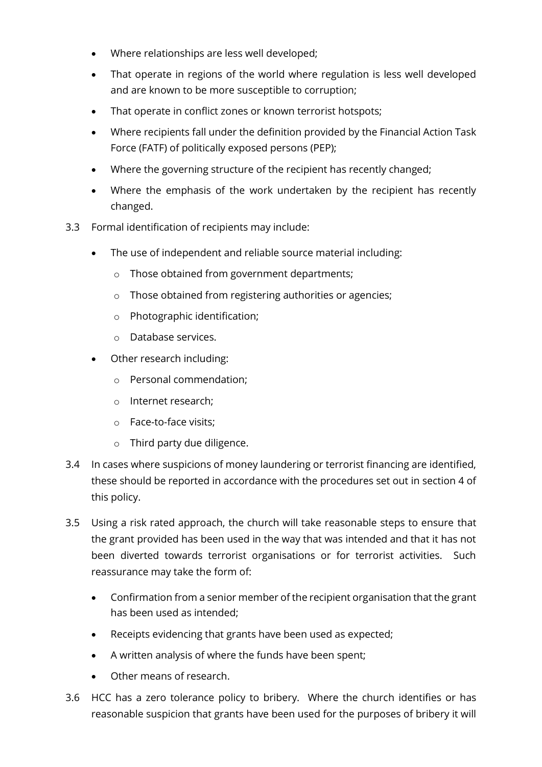- Where relationships are less well developed;
- That operate in regions of the world where regulation is less well developed and are known to be more susceptible to corruption;
- That operate in conflict zones or known terrorist hotspots;
- Where recipients fall under the definition provided by the Financial Action Task Force (FATF) of politically exposed persons (PEP);
- Where the governing structure of the recipient has recently changed;
- Where the emphasis of the work undertaken by the recipient has recently changed.

3.3 Formal identification of recipients may include:

- The use of independent and reliable source material including:
    - Those obtained from government departments;
    - Those obtained from registering authorities or agencies;
    - Photographic identification;
    - Database services.
- Other research including:
    - Personal commendation;
    - Internet research;
    - Face-to-face visits;
    - Third party due diligence.

3.4 In cases where suspicions of money laundering or terrorist financing are identified, these should be reported in accordance with the procedures set out in section 4 of this policy.

3.5 Using a risk rated approach, the church will take reasonable steps to ensure that the grant provided has been used in the way that was intended and that it has not been diverted towards terrorist organisations or for terrorist activities. Such reassurance may take the form of:

- Confirmation from a senior member of the recipient organisation that the grant has been used as intended;
- Receipts evidencing that grants have been used as expected;
- A written analysis of where the funds have been spent;
- Other means of research.

3.6 HCC has a zero tolerance policy to bribery. Where the church identifies or has reasonable suspicion that grants have been used for the purposes of bribery it will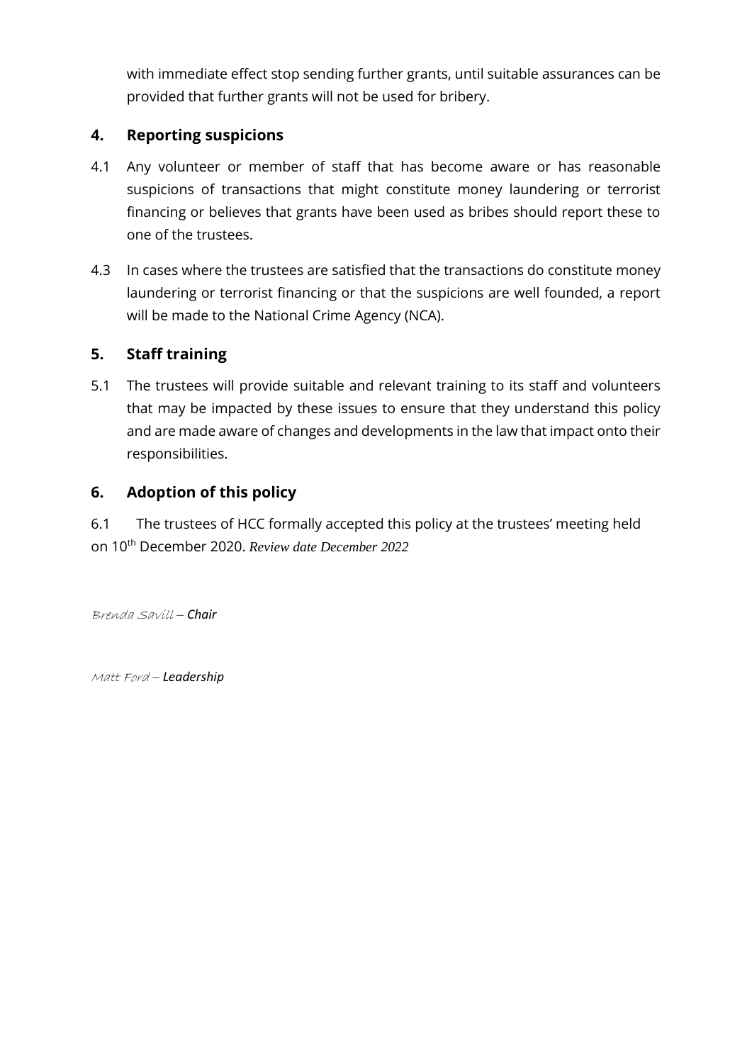with immediate effect stop sending further grants, until suitable assurances can be provided that further grants will not be used for bribery.

## 4. Reporting suspicions

4.1 Any volunteer or member of staff that has become aware or has reasonable suspicions of transactions that might constitute money laundering or terrorist financing or believes that grants have been used as bribes should report these to one of the trustees.

4.3 In cases where the trustees are satisfied that the transactions do constitute money laundering or terrorist financing or that the suspicions are well founded, a report will be made to the National Crime Agency (NCA).

## 5. Staff training

5.1 The trustees will provide suitable and relevant training to its staff and volunteers that may be impacted by these issues to ensure that they understand this policy and are made aware of changes and developments in the law that impact onto their responsibilities.

## 6. Adoption of this policy

6.1 The trustees of HCC formally accepted this policy at the trustees' meeting held on 10th December 2020. *Review date December 2022*

Brenda Savill – ***Chair***

Matt Ford – ***Leadership***